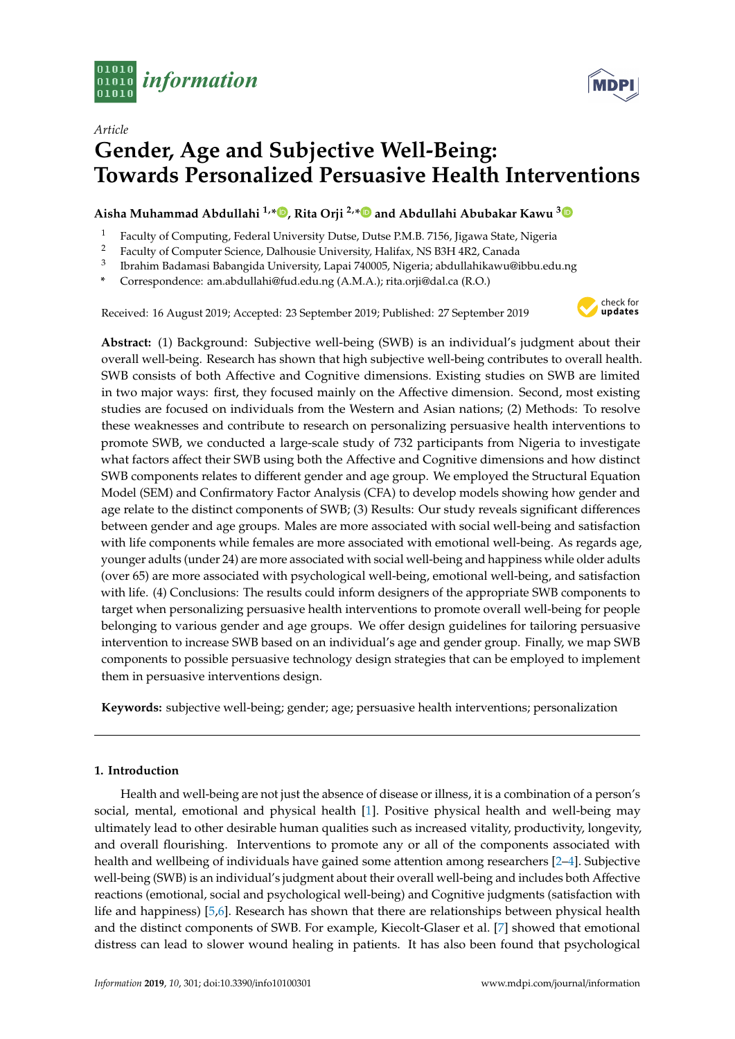*Article*

# Gender, Age and Subjective Well-Being: Towards Personalized Persuasive Health Interventions

**Aisha Muhammad Abdullahi [1,*], Rita Orji [2,*] and Abdullahi Abubakar Kawu [3]**

[1] Faculty of Computing, Federal University Dutse, Dutse P.M.B. 7156, Jigawa State, Nigeria
[2] Faculty of Computer Science, Dalhousie University, Halifax, NS B3H 4R2, Canada
[3] Ibrahim Badamasi Babangida University, Lapai 740005, Nigeria; abdullahikawu@ibbu.edu.ng
[*] Correspondence: am.abdullahi@fud.edu.ng (A.M.A.); rita.orji@dal.ca (R.O.)

Received: 16 August 2019; Accepted: 23 September 2019; Published: 27 September 2019

**Abstract:** (1) Background: Subjective well-being (SWB) is an individual's judgment about their overall well-being. Research has shown that high subjective well-being contributes to overall health. SWB consists of both Affective and Cognitive dimensions. Existing studies on SWB are limited in two major ways: first, they focused mainly on the Affective dimension. Second, most existing studies are focused on individuals from the Western and Asian nations; (2) Methods: To resolve these weaknesses and contribute to research on personalizing persuasive health interventions to promote SWB, we conducted a large-scale study of 732 participants from Nigeria to investigate what factors affect their SWB using both the Affective and Cognitive dimensions and how distinct SWB components relates to different gender and age group. We employed the Structural Equation Model (SEM) and Confirmatory Factor Analysis (CFA) to develop models showing how gender and age relate to the distinct components of SWB; (3) Results: Our study reveals significant differences between gender and age groups. Males are more associated with social well-being and satisfaction with life components while females are more associated with emotional well-being. As regards age, younger adults (under 24) are more associated with social well-being and happiness while older adults (over 65) are more associated with psychological well-being, emotional well-being, and satisfaction with life. (4) Conclusions: The results could inform designers of the appropriate SWB components to target when personalizing persuasive health interventions to promote overall well-being for people belonging to various gender and age groups. We offer design guidelines for tailoring persuasive intervention to increase SWB based on an individual's age and gender group. Finally, we map SWB components to possible persuasive technology design strategies that can be employed to implement them in persuasive interventions design.

**Keywords:** subjective well-being; gender; age; persuasive health interventions; personalization

---

## 1. Introduction

Health and well-being are not just the absence of disease or illness, it is a combination of a person's social, mental, emotional and physical health [1]. Positive physical health and well-being may ultimately lead to other desirable human qualities such as increased vitality, productivity, longevity, and overall flourishing. Interventions to promote any or all of the components associated with health and wellbeing of individuals have gained some attention among researchers [2–4]. Subjective well-being (SWB) is an individual's judgment about their overall well-being and includes both Affective reactions (emotional, social and psychological well-being) and Cognitive judgments (satisfaction with life and happiness) [5,6]. Research has shown that there are relationships between physical health and the distinct components of SWB. For example, Kiecolt-Glaser et al. [7] showed that emotional distress can lead to slower wound healing in patients. It has also been found that psychological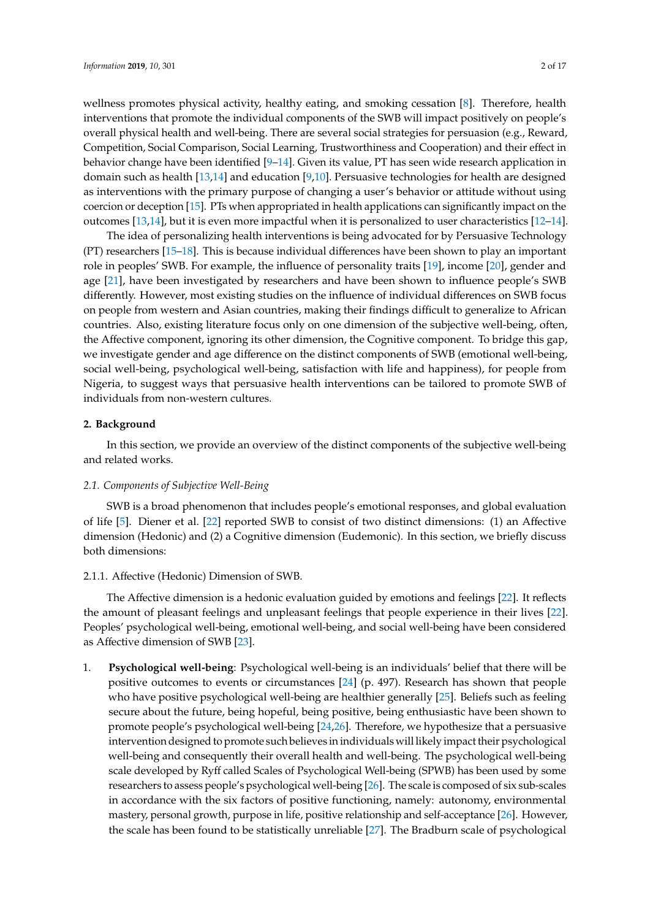wellness promotes physical activity, healthy eating, and smoking cessation [8]. Therefore, health interventions that promote the individual components of the SWB will impact positively on people's overall physical health and well-being. There are several social strategies for persuasion (e.g., Reward, Competition, Social Comparison, Social Learning, Trustworthiness and Cooperation) and their effect in behavior change have been identified [9–14]. Given its value, PT has seen wide research application in domain such as health [13,14] and education [9,10]. Persuasive technologies for health are designed as interventions with the primary purpose of changing a user's behavior or attitude without using coercion or deception [15]. PTs when appropriated in health applications can significantly impact on the outcomes [13,14], but it is even more impactful when it is personalized to user characteristics [12–14].

The idea of personalizing health interventions is being advocated for by Persuasive Technology (PT) researchers [15–18]. This is because individual differences have been shown to play an important role in peoples' SWB. For example, the influence of personality traits [19], income [20], gender and age [21], have been investigated by researchers and have been shown to influence people's SWB differently. However, most existing studies on the influence of individual differences on SWB focus on people from western and Asian countries, making their findings difficult to generalize to African countries. Also, existing literature focus only on one dimension of the subjective well-being, often, the Affective component, ignoring its other dimension, the Cognitive component. To bridge this gap, we investigate gender and age difference on the distinct components of SWB (emotional well-being, social well-being, psychological well-being, satisfaction with life and happiness), for people from Nigeria, to suggest ways that persuasive health interventions can be tailored to promote SWB of individuals from non-western cultures.

## 2. Background

In this section, we provide an overview of the distinct components of the subjective well-being and related works.

### 2.1. Components of Subjective Well-Being

SWB is a broad phenomenon that includes people's emotional responses, and global evaluation of life [5]. Diener et al. [22] reported SWB to consist of two distinct dimensions: (1) an Affective dimension (Hedonic) and (2) a Cognitive dimension (Eudemonic). In this section, we briefly discuss both dimensions:

#### 2.1.1. Affective (Hedonic) Dimension of SWB.

The Affective dimension is a hedonic evaluation guided by emotions and feelings [22]. It reflects the amount of pleasant feelings and unpleasant feelings that people experience in their lives [22]. Peoples' psychological well-being, emotional well-being, and social well-being have been considered as Affective dimension of SWB [23].

1. **Psychological well-being**: Psychological well-being is an individuals' belief that there will be positive outcomes to events or circumstances [24] (p. 497). Research has shown that people who have positive psychological well-being are healthier generally [25]. Beliefs such as feeling secure about the future, being hopeful, being positive, being enthusiastic have been shown to promote people's psychological well-being [24,26]. Therefore, we hypothesize that a persuasive intervention designed to promote such believes in individuals will likely impact their psychological well-being and consequently their overall health and well-being. The psychological well-being scale developed by Ryff called Scales of Psychological Well-being (SPWB) has been used by some researchers to assess people's psychological well-being [26]. The scale is composed of six sub-scales in accordance with the six factors of positive functioning, namely: autonomy, environmental mastery, personal growth, purpose in life, positive relationship and self-acceptance [26]. However, the scale has been found to be statistically unreliable [27]. The Bradburn scale of psychological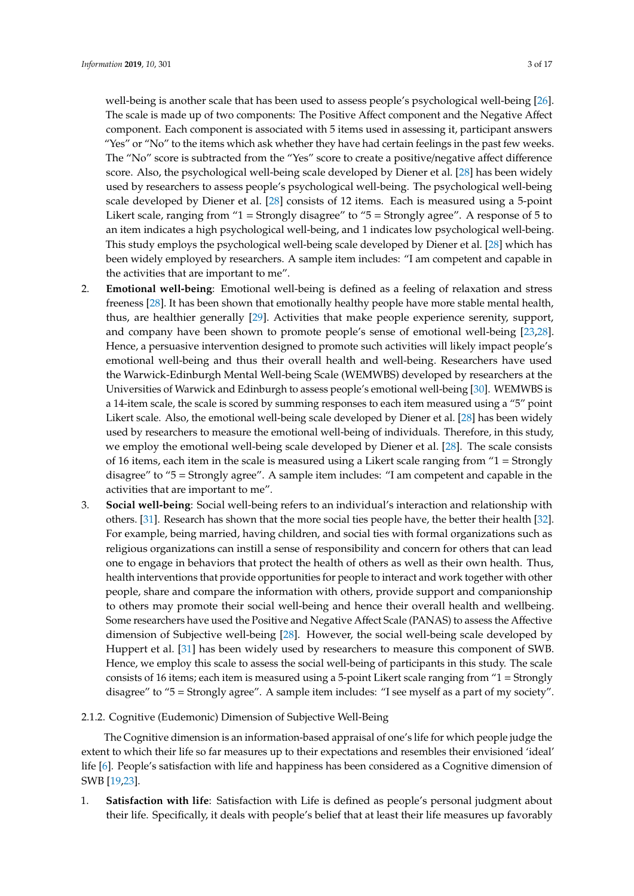well-being is another scale that has been used to assess people's psychological well-being [26]. The scale is made up of two components: The Positive Affect component and the Negative Affect component. Each component is associated with 5 items used in assessing it, participant answers "Yes" or "No" to the items which ask whether they have had certain feelings in the past few weeks. The "No" score is subtracted from the "Yes" score to create a positive/negative affect difference score. Also, the psychological well-being scale developed by Diener et al. [28] has been widely used by researchers to assess people's psychological well-being. The psychological well-being scale developed by Diener et al. [28] consists of 12 items. Each is measured using a 5-point Likert scale, ranging from "1 = Strongly disagree" to "5 = Strongly agree". A response of 5 to an item indicates a high psychological well-being, and 1 indicates low psychological well-being. This study employs the psychological well-being scale developed by Diener et al. [28] which has been widely employed by researchers. A sample item includes: "I am competent and capable in the activities that are important to me".

2. **Emotional well-being**: Emotional well-being is defined as a feeling of relaxation and stress freeness [28]. It has been shown that emotionally healthy people have more stable mental health, thus, are healthier generally [29]. Activities that make people experience serenity, support, and company have been shown to promote people's sense of emotional well-being [23,28]. Hence, a persuasive intervention designed to promote such activities will likely impact people's emotional well-being and thus their overall health and well-being. Researchers have used the Warwick-Edinburgh Mental Well-being Scale (WEMWBS) developed by researchers at the Universities of Warwick and Edinburgh to assess people's emotional well-being [30]. WEMWBS is a 14-item scale, the scale is scored by summing responses to each item measured using a "5" point Likert scale. Also, the emotional well-being scale developed by Diener et al. [28] has been widely used by researchers to measure the emotional well-being of individuals. Therefore, in this study, we employ the emotional well-being scale developed by Diener et al. [28]. The scale consists of 16 items, each item in the scale is measured using a Likert scale ranging from "1 = Strongly disagree" to "5 = Strongly agree". A sample item includes: "I am competent and capable in the activities that are important to me".

3. **Social well-being**: Social well-being refers to an individual's interaction and relationship with others. [31]. Research has shown that the more social ties people have, the better their health [32]. For example, being married, having children, and social ties with formal organizations such as religious organizations can instill a sense of responsibility and concern for others that can lead one to engage in behaviors that protect the health of others as well as their own health. Thus, health interventions that provide opportunities for people to interact and work together with other people, share and compare the information with others, provide support and companionship to others may promote their social well-being and hence their overall health and wellbeing. Some researchers have used the Positive and Negative Affect Scale (PANAS) to assess the Affective dimension of Subjective well-being [28]. However, the social well-being scale developed by Huppert et al. [31] has been widely used by researchers to measure this component of SWB. Hence, we employ this scale to assess the social well-being of participants in this study. The scale consists of 16 items; each item is measured using a 5-point Likert scale ranging from "1 = Strongly disagree" to "5 = Strongly agree". A sample item includes: "I see myself as a part of my society".

#### 2.1.2. Cognitive (Eudemonic) Dimension of Subjective Well-Being

The Cognitive dimension is an information-based appraisal of one's life for which people judge the extent to which their life so far measures up to their expectations and resembles their envisioned 'ideal' life [6]. People's satisfaction with life and happiness has been considered as a Cognitive dimension of SWB [19,23].

1. **Satisfaction with life**: Satisfaction with Life is defined as people's personal judgment about their life. Specifically, it deals with people's belief that at least their life measures up favorably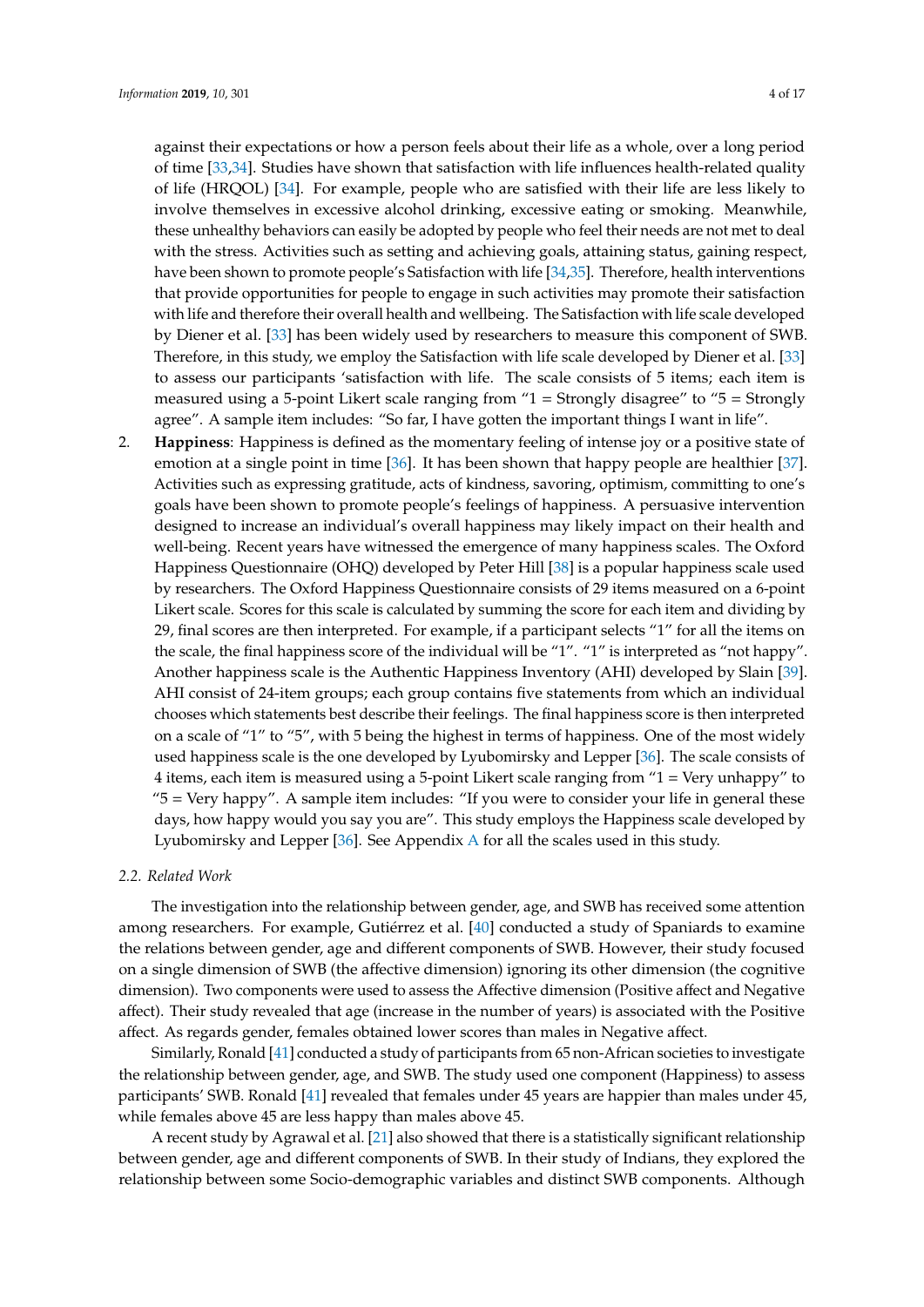against their expectations or how a person feels about their life as a whole, over a long period of time [33,34]. Studies have shown that satisfaction with life influences health-related quality of life (HRQOL) [34]. For example, people who are satisfied with their life are less likely to involve themselves in excessive alcohol drinking, excessive eating or smoking. Meanwhile, these unhealthy behaviors can easily be adopted by people who feel their needs are not met to deal with the stress. Activities such as setting and achieving goals, attaining status, gaining respect, have been shown to promote people's Satisfaction with life [34,35]. Therefore, health interventions that provide opportunities for people to engage in such activities may promote their satisfaction with life and therefore their overall health and wellbeing. The Satisfaction with life scale developed by Diener et al. [33] has been widely used by researchers to measure this component of SWB. Therefore, in this study, we employ the Satisfaction with life scale developed by Diener et al. [33] to assess our participants 'satisfaction with life. The scale consists of 5 items; each item is measured using a 5-point Likert scale ranging from "1 = Strongly disagree" to "5 = Strongly agree". A sample item includes: "So far, I have gotten the important things I want in life".

2. **Happiness**: Happiness is defined as the momentary feeling of intense joy or a positive state of emotion at a single point in time [36]. It has been shown that happy people are healthier [37]. Activities such as expressing gratitude, acts of kindness, savoring, optimism, committing to one's goals have been shown to promote people's feelings of happiness. A persuasive intervention designed to increase an individual's overall happiness may likely impact on their health and well-being. Recent years have witnessed the emergence of many happiness scales. The Oxford Happiness Questionnaire (OHQ) developed by Peter Hill [38] is a popular happiness scale used by researchers. The Oxford Happiness Questionnaire consists of 29 items measured on a 6-point Likert scale. Scores for this scale is calculated by summing the score for each item and dividing by 29, final scores are then interpreted. For example, if a participant selects "1" for all the items on the scale, the final happiness score of the individual will be "1". "1" is interpreted as "not happy". Another happiness scale is the Authentic Happiness Inventory (AHI) developed by Slain [39]. AHI consist of 24-item groups; each group contains five statements from which an individual chooses which statements best describe their feelings. The final happiness score is then interpreted on a scale of "1" to "5", with 5 being the highest in terms of happiness. One of the most widely used happiness scale is the one developed by Lyubomirsky and Lepper [36]. The scale consists of 4 items, each item is measured using a 5-point Likert scale ranging from "1 = Very unhappy" to "5 = Very happy". A sample item includes: "If you were to consider your life in general these days, how happy would you say you are". This study employs the Happiness scale developed by Lyubomirsky and Lepper [36]. See Appendix A for all the scales used in this study.

### *2.2. Related Work*

The investigation into the relationship between gender, age, and SWB has received some attention among researchers. For example, Gutiérrez et al. [40] conducted a study of Spaniards to examine the relations between gender, age and different components of SWB. However, their study focused on a single dimension of SWB (the affective dimension) ignoring its other dimension (the cognitive dimension). Two components were used to assess the Affective dimension (Positive affect and Negative affect). Their study revealed that age (increase in the number of years) is associated with the Positive affect. As regards gender, females obtained lower scores than males in Negative affect.

Similarly, Ronald [41] conducted a study of participants from 65 non-African societies to investigate the relationship between gender, age, and SWB. The study used one component (Happiness) to assess participants' SWB. Ronald [41] revealed that females under 45 years are happier than males under 45, while females above 45 are less happy than males above 45.

A recent study by Agrawal et al. [21] also showed that there is a statistically significant relationship between gender, age and different components of SWB. In their study of Indians, they explored the relationship between some Socio-demographic variables and distinct SWB components. Although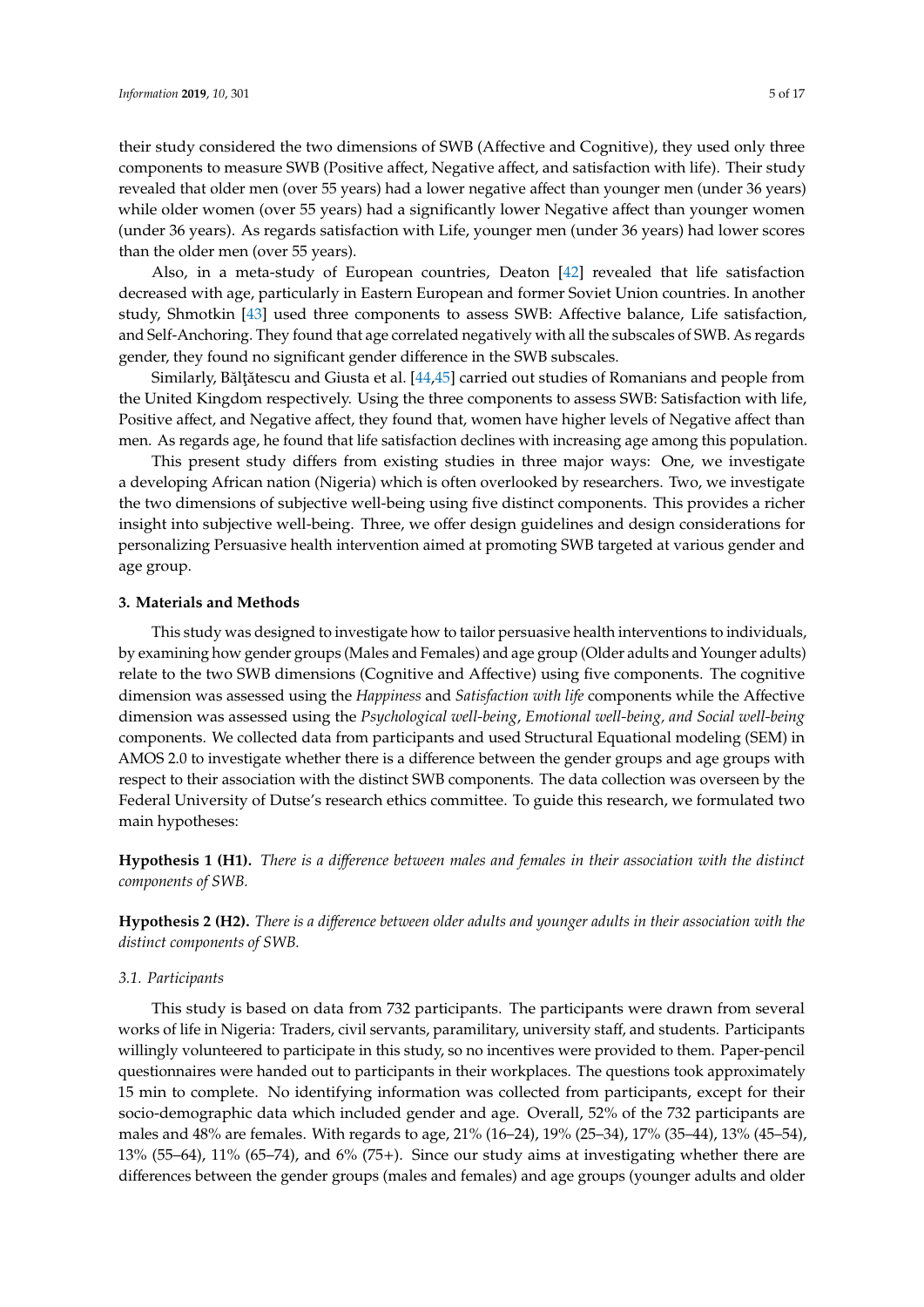their study considered the two dimensions of SWB (Affective and Cognitive), they used only three components to measure SWB (Positive affect, Negative affect, and satisfaction with life). Their study revealed that older men (over 55 years) had a lower negative affect than younger men (under 36 years) while older women (over 55 years) had a significantly lower Negative affect than younger women (under 36 years). As regards satisfaction with Life, younger men (under 36 years) had lower scores than the older men (over 55 years).

Also, in a meta-study of European countries, Deaton [42] revealed that life satisfaction decreased with age, particularly in Eastern European and former Soviet Union countries. In another study, Shmotkin [43] used three components to assess SWB: Affective balance, Life satisfaction, and Self-Anchoring. They found that age correlated negatively with all the subscales of SWB. As regards gender, they found no significant gender difference in the SWB subscales.

Similarly, Bălţătescu and Giusta et al. [44,45] carried out studies of Romanians and people from the United Kingdom respectively. Using the three components to assess SWB: Satisfaction with life, Positive affect, and Negative affect, they found that, women have higher levels of Negative affect than men. As regards age, he found that life satisfaction declines with increasing age among this population.

This present study differs from existing studies in three major ways: One, we investigate a developing African nation (Nigeria) which is often overlooked by researchers. Two, we investigate the two dimensions of subjective well-being using five distinct components. This provides a richer insight into subjective well-being. Three, we offer design guidelines and design considerations for personalizing Persuasive health intervention aimed at promoting SWB targeted at various gender and age group.

## 3. Materials and Methods

This study was designed to investigate how to tailor persuasive health interventions to individuals, by examining how gender groups (Males and Females) and age group (Older adults and Younger adults) relate to the two SWB dimensions (Cognitive and Affective) using five components. The cognitive dimension was assessed using the *Happiness* and *Satisfaction with life* components while the Affective dimension was assessed using the *Psychological well-being*, *Emotional well-being, and Social well-being* components. We collected data from participants and used Structural Equational modeling (SEM) in AMOS 2.0 to investigate whether there is a difference between the gender groups and age groups with respect to their association with the distinct SWB components. The data collection was overseen by the Federal University of Dutse's research ethics committee. To guide this research, we formulated two main hypotheses:

**Hypothesis 1 (H1).** *There is a difference between males and females in their association with the distinct components of SWB.*

**Hypothesis 2 (H2).** *There is a difference between older adults and younger adults in their association with the distinct components of SWB.*

### 3.1. Participants

This study is based on data from 732 participants. The participants were drawn from several works of life in Nigeria: Traders, civil servants, paramilitary, university staff, and students. Participants willingly volunteered to participate in this study, so no incentives were provided to them. Paper-pencil questionnaires were handed out to participants in their workplaces. The questions took approximately 15 min to complete. No identifying information was collected from participants, except for their socio-demographic data which included gender and age. Overall, 52% of the 732 participants are males and 48% are females. With regards to age, 21% (16–24), 19% (25–34), 17% (35–44), 13% (45–54), 13% (55–64), 11% (65–74), and 6% (75+). Since our study aims at investigating whether there are differences between the gender groups (males and females) and age groups (younger adults and older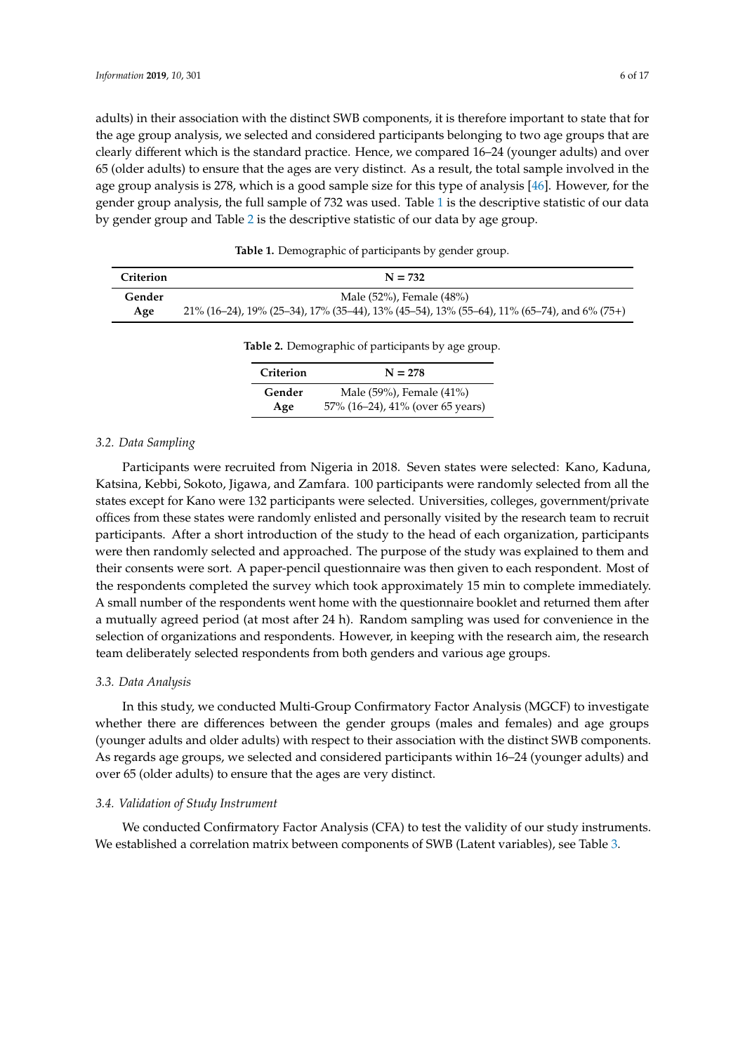adults) in their association with the distinct SWB components, it is therefore important to state that for the age group analysis, we selected and considered participants belonging to two age groups that are clearly different which is the standard practice. Hence, we compared 16–24 (younger adults) and over 65 (older adults) to ensure that the ages are very distinct. As a result, the total sample involved in the age group analysis is 278, which is a good sample size for this type of analysis [46]. However, for the gender group analysis, the full sample of 732 was used. Table 1 is the descriptive statistic of our data by gender group and Table 2 is the descriptive statistic of our data by age group.

**Table 1.** Demographic of participants by gender group.

| Criterion | N = 732 |
|---|---|
| **Gender** | Male (52%), Female (48%) |
| **Age** | 21% (16–24), 19% (25–34), 17% (35–44), 13% (45–54), 13% (55–64), 11% (65–74), and 6% (75+) |

**Table 2.** Demographic of participants by age group.

| Criterion | N = 278 |
|---|---|
| **Gender** | Male (59%), Female (41%) |
| **Age** | 57% (16–24), 41% (over 65 years) |

### *3.2. Data Sampling*

Participants were recruited from Nigeria in 2018. Seven states were selected: Kano, Kaduna, Katsina, Kebbi, Sokoto, Jigawa, and Zamfara. 100 participants were randomly selected from all the states except for Kano were 132 participants were selected. Universities, colleges, government/private offices from these states were randomly enlisted and personally visited by the research team to recruit participants. After a short introduction of the study to the head of each organization, participants were then randomly selected and approached. The purpose of the study was explained to them and their consents were sort. A paper-pencil questionnaire was then given to each respondent. Most of the respondents completed the survey which took approximately 15 min to complete immediately. A small number of the respondents went home with the questionnaire booklet and returned them after a mutually agreed period (at most after 24 h). Random sampling was used for convenience in the selection of organizations and respondents. However, in keeping with the research aim, the research team deliberately selected respondents from both genders and various age groups.

### *3.3. Data Analysis*

In this study, we conducted Multi-Group Confirmatory Factor Analysis (MGCF) to investigate whether there are differences between the gender groups (males and females) and age groups (younger adults and older adults) with respect to their association with the distinct SWB components. As regards age groups, we selected and considered participants within 16–24 (younger adults) and over 65 (older adults) to ensure that the ages are very distinct.

### *3.4. Validation of Study Instrument*

We conducted Confirmatory Factor Analysis (CFA) to test the validity of our study instruments. We established a correlation matrix between components of SWB (Latent variables), see Table 3.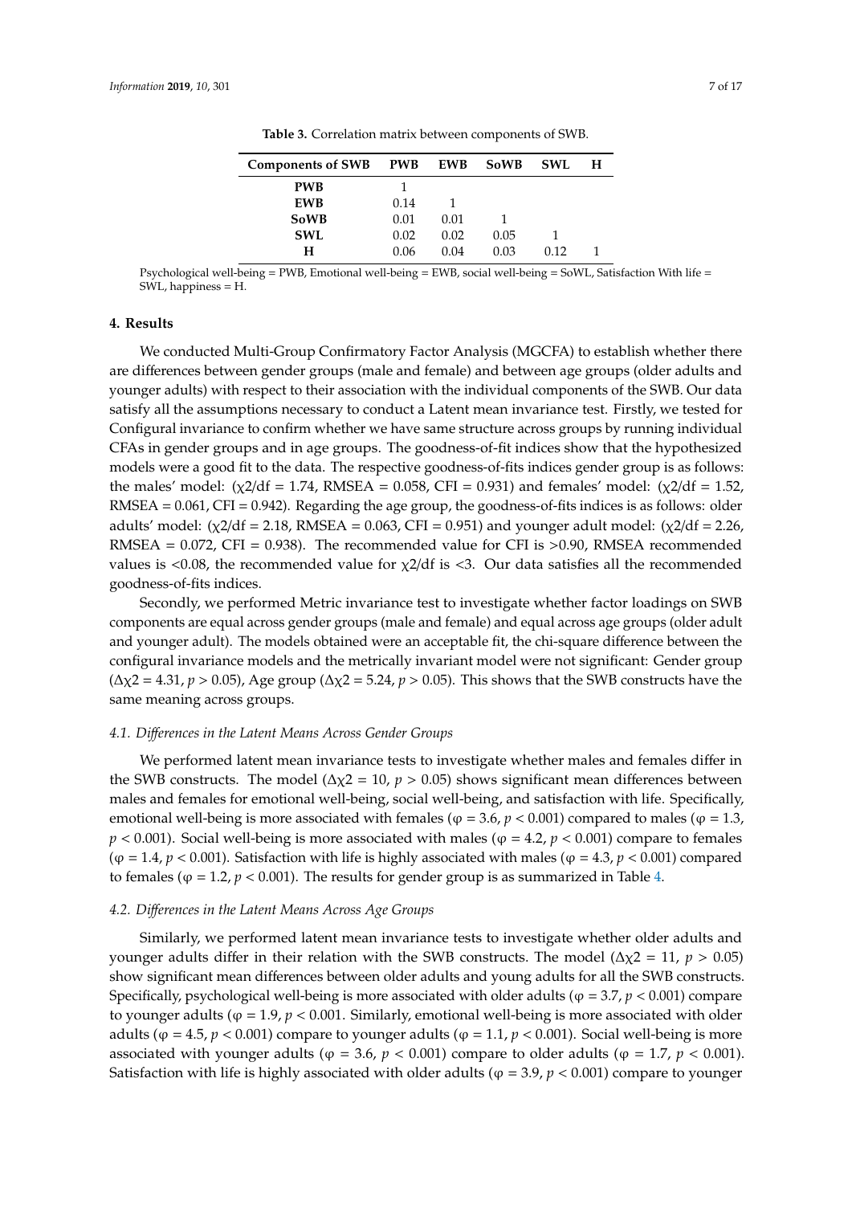**Table 3.** Correlation matrix between components of SWB.

| Components of SWB | PWB | EWB | SoWB | SWL | H |
|---|---|---|---|---|---|
| **PWB** | 1 | | | | |
| **EWB** | 0.14 | 1 | | | |
| **SoWB** | 0.01 | 0.01 | 1 | | |
| **SWL** | 0.02 | 0.02 | 0.05 | 1 | |
| **H** | 0.06 | 0.04 | 0.03 | 0.12 | 1 |

Psychological well-being = PWB, Emotional well-being = EWB, social well-being = SoWL, Satisfaction With life = SWL, happiness = H.

## 4. Results

We conducted Multi-Group Confirmatory Factor Analysis (MGCFA) to establish whether there are differences between gender groups (male and female) and between age groups (older adults and younger adults) with respect to their association with the individual components of the SWB. Our data satisfy all the assumptions necessary to conduct a Latent mean invariance test. Firstly, we tested for Configural invariance to confirm whether we have same structure across groups by running individual CFAs in gender groups and in age groups. The goodness-of-fit indices show that the hypothesized models were a good fit to the data. The respective goodness-of-fits indices gender group is as follows: the males' model: ($\chi2/df = 1.74$, RMSEA = 0.058, CFI = 0.931) and females' model: ($\chi2/df = 1.52$, RMSEA = 0.061, CFI = 0.942). Regarding the age group, the goodness-of-fits indices is as follows: older adults' model: ($\chi2/df = 2.18$, RMSEA = 0.063, CFI = 0.951) and younger adult model: ($\chi2/df = 2.26$, RMSEA = 0.072, CFI = 0.938). The recommended value for CFI is >0.90, RMSEA recommended values is <0.08, the recommended value for $\chi2/df$ is <3. Our data satisfies all the recommended goodness-of-fits indices.

Secondly, we performed Metric invariance test to investigate whether factor loadings on SWB components are equal across gender groups (male and female) and equal across age groups (older adult and younger adult). The models obtained were an acceptable fit, the chi-square difference between the configural invariance models and the metrically invariant model were not significant: Gender group ($\Delta\chi2 = 4.31$, $p > 0.05$), Age group ($\Delta\chi2 = 5.24$, $p > 0.05$). This shows that the SWB constructs have the same meaning across groups.

### *4.1. Differences in the Latent Means Across Gender Groups*

We performed latent mean invariance tests to investigate whether males and females differ in the SWB constructs. The model ($\Delta\chi2 = 10$, $p > 0.05$) shows significant mean differences between males and females for emotional well-being, social well-being, and satisfaction with life. Specifically, emotional well-being is more associated with females ($\varphi = 3.6$, $p < 0.001$) compared to males ($\varphi = 1.3$, $p < 0.001$). Social well-being is more associated with males ($\varphi = 4.2$, $p < 0.001$) compare to females ($\varphi = 1.4$, $p < 0.001$). Satisfaction with life is highly associated with males ($\varphi = 4.3$, $p < 0.001$) compared to females ($\varphi = 1.2$, $p < 0.001$). The results for gender group is as summarized in Table 4.

### *4.2. Differences in the Latent Means Across Age Groups*

Similarly, we performed latent mean invariance tests to investigate whether older adults and younger adults differ in their relation with the SWB constructs. The model ($\Delta\chi2 = 11$, $p > 0.05$) show significant mean differences between older adults and young adults for all the SWB constructs. Specifically, psychological well-being is more associated with older adults ($\varphi = 3.7$, $p < 0.001$) compare to younger adults ($\varphi = 1.9$, $p < 0.001$. Similarly, emotional well-being is more associated with older adults ($\varphi = 4.5$, $p < 0.001$) compare to younger adults ($\varphi = 1.1$, $p < 0.001$). Social well-being is more associated with younger adults ($\varphi = 3.6$, $p < 0.001$) compare to older adults ($\varphi = 1.7$, $p < 0.001$). Satisfaction with life is highly associated with older adults ($\varphi = 3.9$, $p < 0.001$) compare to younger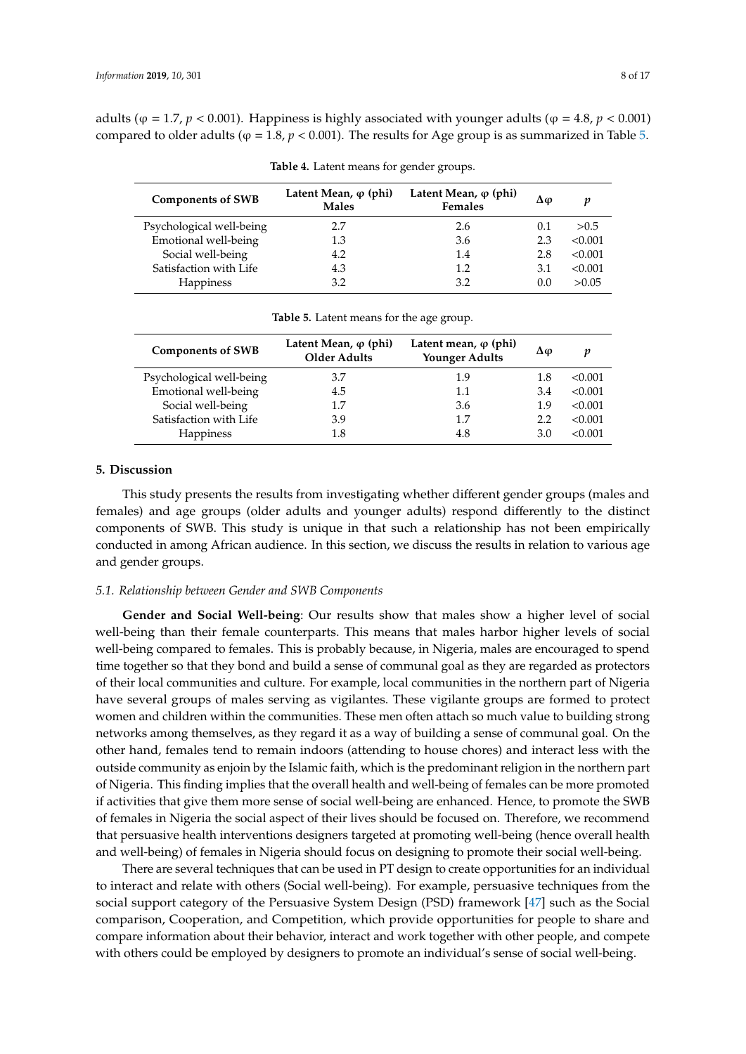adults ($\varphi = 1.7$, $p < 0.001$). Happiness is highly associated with younger adults ($\varphi = 4.8$, $p < 0.001$) compared to older adults ($\varphi = 1.8$, $p < 0.001$). The results for Age group is as summarized in Table 5.

**Table 4.** Latent means for gender groups.

| Components of SWB | Latent Mean, φ (phi) Males | Latent Mean, φ (phi) Females | Δφ | *p* |
|---|---|---|---|---|
| Psychological well-being | 2.7 | 2.6 | 0.1 | >0.5 |
| Emotional well-being | 1.3 | 3.6 | 2.3 | <0.001 |
| Social well-being | 4.2 | 1.4 | 2.8 | <0.001 |
| Satisfaction with Life | 4.3 | 1.2 | 3.1 | <0.001 |
| Happiness | 3.2 | 3.2 | 0.0 | >0.05 |

**Table 5.** Latent means for the age group.

| Components of SWB | Latent Mean, φ (phi) Older Adults | Latent mean, φ (phi) Younger Adults | Δφ | *p* |
|---|---|---|---|---|
| Psychological well-being | 3.7 | 1.9 | 1.8 | <0.001 |
| Emotional well-being | 4.5 | 1.1 | 3.4 | <0.001 |
| Social well-being | 1.7 | 3.6 | 1.9 | <0.001 |
| Satisfaction with Life | 3.9 | 1.7 | 2.2 | <0.001 |
| Happiness | 1.8 | 4.8 | 3.0 | <0.001 |

## 5. Discussion

This study presents the results from investigating whether different gender groups (males and females) and age groups (older adults and younger adults) respond differently to the distinct components of SWB. This study is unique in that such a relationship has not been empirically conducted in among African audience. In this section, we discuss the results in relation to various age and gender groups.

### *5.1. Relationship between Gender and SWB Components*

**Gender and Social Well-being**: Our results show that males show a higher level of social well-being than their female counterparts. This means that males harbor higher levels of social well-being compared to females. This is probably because, in Nigeria, males are encouraged to spend time together so that they bond and build a sense of communal goal as they are regarded as protectors of their local communities and culture. For example, local communities in the northern part of Nigeria have several groups of males serving as vigilantes. These vigilante groups are formed to protect women and children within the communities. These men often attach so much value to building strong networks among themselves, as they regard it as a way of building a sense of communal goal. On the other hand, females tend to remain indoors (attending to house chores) and interact less with the outside community as enjoin by the Islamic faith, which is the predominant religion in the northern part of Nigeria. This finding implies that the overall health and well-being of females can be more promoted if activities that give them more sense of social well-being are enhanced. Hence, to promote the SWB of females in Nigeria the social aspect of their lives should be focused on. Therefore, we recommend that persuasive health interventions designers targeted at promoting well-being (hence overall health and well-being) of females in Nigeria should focus on designing to promote their social well-being.

There are several techniques that can be used in PT design to create opportunities for an individual to interact and relate with others (Social well-being). For example, persuasive techniques from the social support category of the Persuasive System Design (PSD) framework [47] such as the Social comparison, Cooperation, and Competition, which provide opportunities for people to share and compare information about their behavior, interact and work together with other people, and compete with others could be employed by designers to promote an individual's sense of social well-being.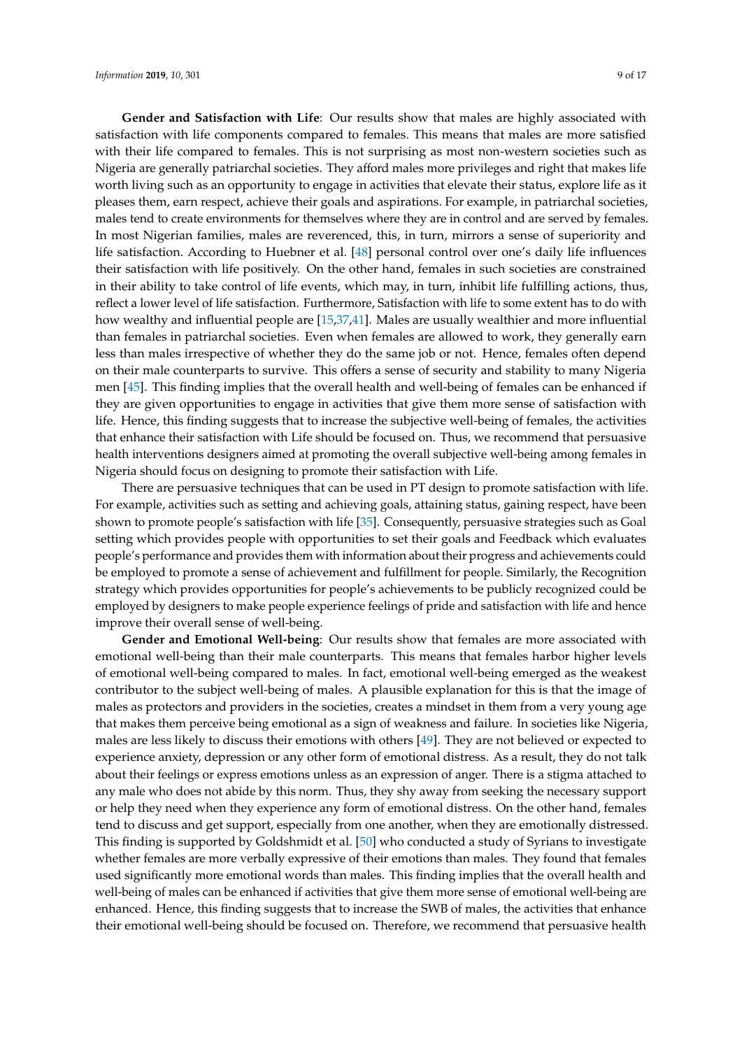**Gender and Satisfaction with Life**: Our results show that males are highly associated with satisfaction with life components compared to females. This means that males are more satisfied with their life compared to females. This is not surprising as most non-western societies such as Nigeria are generally patriarchal societies. They afford males more privileges and right that makes life worth living such as an opportunity to engage in activities that elevate their status, explore life as it pleases them, earn respect, achieve their goals and aspirations. For example, in patriarchal societies, males tend to create environments for themselves where they are in control and are served by females. In most Nigerian families, males are reverenced, this, in turn, mirrors a sense of superiority and life satisfaction. According to Huebner et al. [48] personal control over one's daily life influences their satisfaction with life positively. On the other hand, females in such societies are constrained in their ability to take control of life events, which may, in turn, inhibit life fulfilling actions, thus, reflect a lower level of life satisfaction. Furthermore, Satisfaction with life to some extent has to do with how wealthy and influential people are [15,37,41]. Males are usually wealthier and more influential than females in patriarchal societies. Even when females are allowed to work, they generally earn less than males irrespective of whether they do the same job or not. Hence, females often depend on their male counterparts to survive. This offers a sense of security and stability to many Nigeria men [45]. This finding implies that the overall health and well-being of females can be enhanced if they are given opportunities to engage in activities that give them more sense of satisfaction with life. Hence, this finding suggests that to increase the subjective well-being of females, the activities that enhance their satisfaction with Life should be focused on. Thus, we recommend that persuasive health interventions designers aimed at promoting the overall subjective well-being among females in Nigeria should focus on designing to promote their satisfaction with Life.

There are persuasive techniques that can be used in PT design to promote satisfaction with life. For example, activities such as setting and achieving goals, attaining status, gaining respect, have been shown to promote people's satisfaction with life [35]. Consequently, persuasive strategies such as Goal setting which provides people with opportunities to set their goals and Feedback which evaluates people's performance and provides them with information about their progress and achievements could be employed to promote a sense of achievement and fulfillment for people. Similarly, the Recognition strategy which provides opportunities for people's achievements to be publicly recognized could be employed by designers to make people experience feelings of pride and satisfaction with life and hence improve their overall sense of well-being.

**Gender and Emotional Well-being**: Our results show that females are more associated with emotional well-being than their male counterparts. This means that females harbor higher levels of emotional well-being compared to males. In fact, emotional well-being emerged as the weakest contributor to the subject well-being of males. A plausible explanation for this is that the image of males as protectors and providers in the societies, creates a mindset in them from a very young age that makes them perceive being emotional as a sign of weakness and failure. In societies like Nigeria, males are less likely to discuss their emotions with others [49]. They are not believed or expected to experience anxiety, depression or any other form of emotional distress. As a result, they do not talk about their feelings or express emotions unless as an expression of anger. There is a stigma attached to any male who does not abide by this norm. Thus, they shy away from seeking the necessary support or help they need when they experience any form of emotional distress. On the other hand, females tend to discuss and get support, especially from one another, when they are emotionally distressed. This finding is supported by Goldshmidt et al. [50] who conducted a study of Syrians to investigate whether females are more verbally expressive of their emotions than males. They found that females used significantly more emotional words than males. This finding implies that the overall health and well-being of males can be enhanced if activities that give them more sense of emotional well-being are enhanced. Hence, this finding suggests that to increase the SWB of males, the activities that enhance their emotional well-being should be focused on. Therefore, we recommend that persuasive health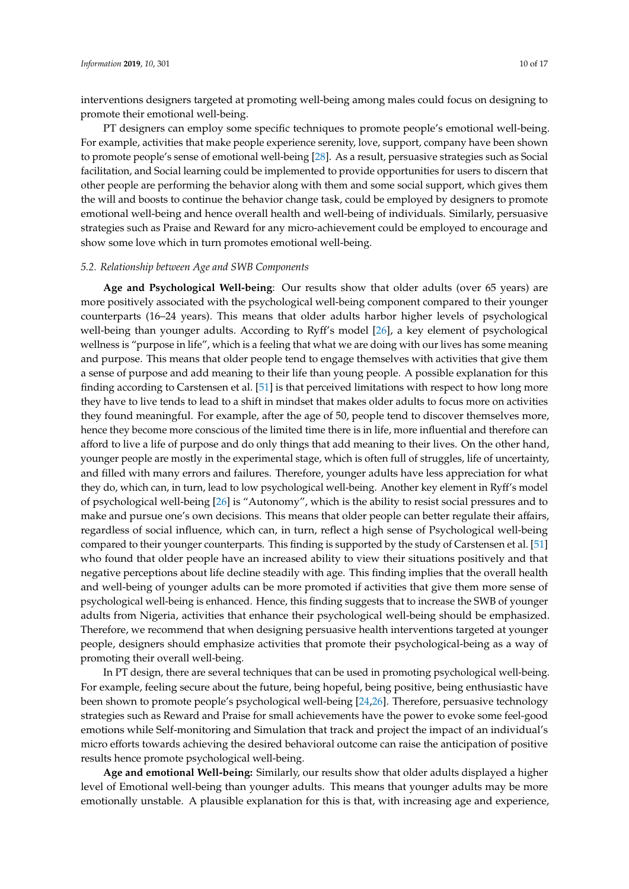interventions designers targeted at promoting well-being among males could focus on designing to promote their emotional well-being.

PT designers can employ some specific techniques to promote people's emotional well-being. For example, activities that make people experience serenity, love, support, company have been shown to promote people's sense of emotional well-being [28]. As a result, persuasive strategies such as Social facilitation, and Social learning could be implemented to provide opportunities for users to discern that other people are performing the behavior along with them and some social support, which gives them the will and boosts to continue the behavior change task, could be employed by designers to promote emotional well-being and hence overall health and well-being of individuals. Similarly, persuasive strategies such as Praise and Reward for any micro-achievement could be employed to encourage and show some love which in turn promotes emotional well-being.

### *5.2. Relationship between Age and SWB Components*

**Age and Psychological Well-being**: Our results show that older adults (over 65 years) are more positively associated with the psychological well-being component compared to their younger counterparts (16–24 years). This means that older adults harbor higher levels of psychological well-being than younger adults. According to Ryff's model [26], a key element of psychological wellness is "purpose in life", which is a feeling that what we are doing with our lives has some meaning and purpose. This means that older people tend to engage themselves with activities that give them a sense of purpose and add meaning to their life than young people. A possible explanation for this finding according to Carstensen et al. [51] is that perceived limitations with respect to how long more they have to live tends to lead to a shift in mindset that makes older adults to focus more on activities they found meaningful. For example, after the age of 50, people tend to discover themselves more, hence they become more conscious of the limited time there is in life, more influential and therefore can afford to live a life of purpose and do only things that add meaning to their lives. On the other hand, younger people are mostly in the experimental stage, which is often full of struggles, life of uncertainty, and filled with many errors and failures. Therefore, younger adults have less appreciation for what they do, which can, in turn, lead to low psychological well-being. Another key element in Ryff's model of psychological well-being [26] is "Autonomy", which is the ability to resist social pressures and to make and pursue one's own decisions. This means that older people can better regulate their affairs, regardless of social influence, which can, in turn, reflect a high sense of Psychological well-being compared to their younger counterparts. This finding is supported by the study of Carstensen et al. [51] who found that older people have an increased ability to view their situations positively and that negative perceptions about life decline steadily with age. This finding implies that the overall health and well-being of younger adults can be more promoted if activities that give them more sense of psychological well-being is enhanced. Hence, this finding suggests that to increase the SWB of younger adults from Nigeria, activities that enhance their psychological well-being should be emphasized. Therefore, we recommend that when designing persuasive health interventions targeted at younger people, designers should emphasize activities that promote their psychological-being as a way of promoting their overall well-being.

In PT design, there are several techniques that can be used in promoting psychological well-being. For example, feeling secure about the future, being hopeful, being positive, being enthusiastic have been shown to promote people's psychological well-being [24,26]. Therefore, persuasive technology strategies such as Reward and Praise for small achievements have the power to evoke some feel-good emotions while Self-monitoring and Simulation that track and project the impact of an individual's micro efforts towards achieving the desired behavioral outcome can raise the anticipation of positive results hence promote psychological well-being.

**Age and emotional Well-being:** Similarly, our results show that older adults displayed a higher level of Emotional well-being than younger adults. This means that younger adults may be more emotionally unstable. A plausible explanation for this is that, with increasing age and experience,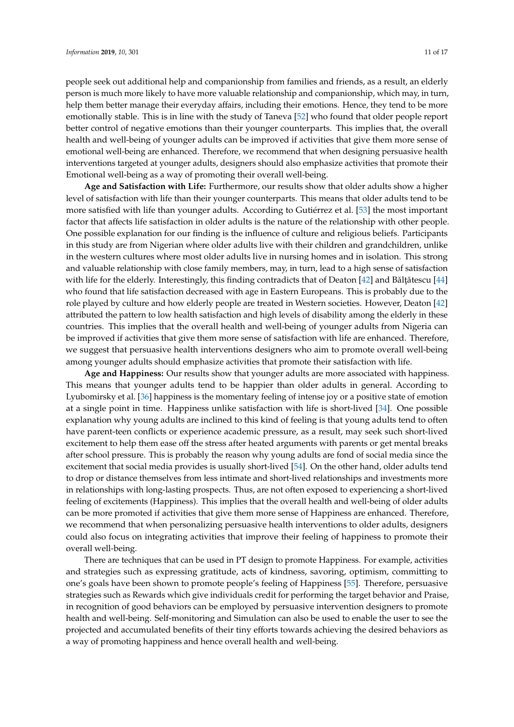people seek out additional help and companionship from families and friends, as a result, an elderly person is much more likely to have more valuable relationship and companionship, which may, in turn, help them better manage their everyday affairs, including their emotions. Hence, they tend to be more emotionally stable. This is in line with the study of Taneva [52] who found that older people report better control of negative emotions than their younger counterparts. This implies that, the overall health and well-being of younger adults can be improved if activities that give them more sense of emotional well-being are enhanced. Therefore, we recommend that when designing persuasive health interventions targeted at younger adults, designers should also emphasize activities that promote their Emotional well-being as a way of promoting their overall well-being.

**Age and Satisfaction with Life:** Furthermore, our results show that older adults show a higher level of satisfaction with life than their younger counterparts. This means that older adults tend to be more satisfied with life than younger adults. According to Gutiérrez et al. [53] the most important factor that affects life satisfaction in older adults is the nature of the relationship with other people. One possible explanation for our finding is the influence of culture and religious beliefs. Participants in this study are from Nigerian where older adults live with their children and grandchildren, unlike in the western cultures where most older adults live in nursing homes and in isolation. This strong and valuable relationship with close family members, may, in turn, lead to a high sense of satisfaction with life for the elderly. Interestingly, this finding contradicts that of Deaton [42] and Bălţătescu [44] who found that life satisfaction decreased with age in Eastern Europeans. This is probably due to the role played by culture and how elderly people are treated in Western societies. However, Deaton [42] attributed the pattern to low health satisfaction and high levels of disability among the elderly in these countries. This implies that the overall health and well-being of younger adults from Nigeria can be improved if activities that give them more sense of satisfaction with life are enhanced. Therefore, we suggest that persuasive health interventions designers who aim to promote overall well-being among younger adults should emphasize activities that promote their satisfaction with life.

**Age and Happiness:** Our results show that younger adults are more associated with happiness. This means that younger adults tend to be happier than older adults in general. According to Lyubomirsky et al. [36] happiness is the momentary feeling of intense joy or a positive state of emotion at a single point in time. Happiness unlike satisfaction with life is short-lived [34]. One possible explanation why young adults are inclined to this kind of feeling is that young adults tend to often have parent-teen conflicts or experience academic pressure, as a result, may seek such short-lived excitement to help them ease off the stress after heated arguments with parents or get mental breaks after school pressure. This is probably the reason why young adults are fond of social media since the excitement that social media provides is usually short-lived [54]. On the other hand, older adults tend to drop or distance themselves from less intimate and short-lived relationships and investments more in relationships with long-lasting prospects. Thus, are not often exposed to experiencing a short-lived feeling of excitements (Happiness). This implies that the overall health and well-being of older adults can be more promoted if activities that give them more sense of Happiness are enhanced. Therefore, we recommend that when personalizing persuasive health interventions to older adults, designers could also focus on integrating activities that improve their feeling of happiness to promote their overall well-being.

There are techniques that can be used in PT design to promote Happiness. For example, activities and strategies such as expressing gratitude, acts of kindness, savoring, optimism, committing to one's goals have been shown to promote people's feeling of Happiness [55]. Therefore, persuasive strategies such as Rewards which give individuals credit for performing the target behavior and Praise, in recognition of good behaviors can be employed by persuasive intervention designers to promote health and well-being. Self-monitoring and Simulation can also be used to enable the user to see the projected and accumulated benefits of their tiny efforts towards achieving the desired behaviors as a way of promoting happiness and hence overall health and well-being.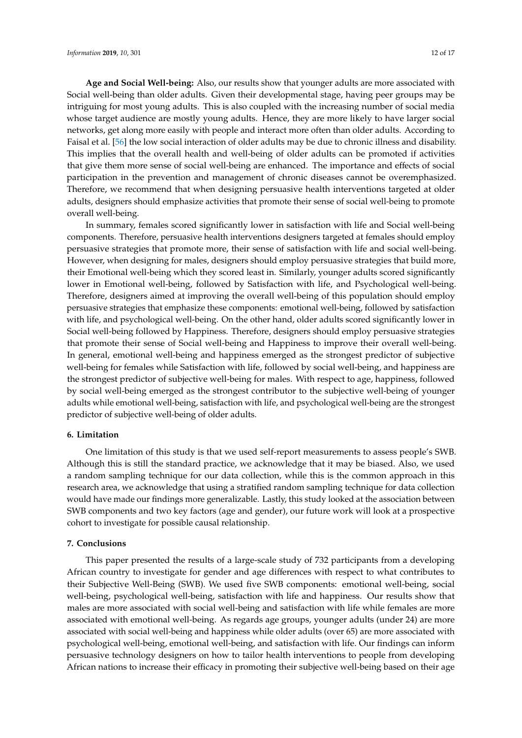**Age and Social Well-being:** Also, our results show that younger adults are more associated with Social well-being than older adults. Given their developmental stage, having peer groups may be intriguing for most young adults. This is also coupled with the increasing number of social media whose target audience are mostly young adults. Hence, they are more likely to have larger social networks, get along more easily with people and interact more often than older adults. According to Faisal et al. [56] the low social interaction of older adults may be due to chronic illness and disability. This implies that the overall health and well-being of older adults can be promoted if activities that give them more sense of social well-being are enhanced. The importance and effects of social participation in the prevention and management of chronic diseases cannot be overemphasized. Therefore, we recommend that when designing persuasive health interventions targeted at older adults, designers should emphasize activities that promote their sense of social well-being to promote overall well-being.

In summary, females scored significantly lower in satisfaction with life and Social well-being components. Therefore, persuasive health interventions designers targeted at females should employ persuasive strategies that promote more, their sense of satisfaction with life and social well-being. However, when designing for males, designers should employ persuasive strategies that build more, their Emotional well-being which they scored least in. Similarly, younger adults scored significantly lower in Emotional well-being, followed by Satisfaction with life, and Psychological well-being. Therefore, designers aimed at improving the overall well-being of this population should employ persuasive strategies that emphasize these components: emotional well-being, followed by satisfaction with life, and psychological well-being. On the other hand, older adults scored significantly lower in Social well-being followed by Happiness. Therefore, designers should employ persuasive strategies that promote their sense of Social well-being and Happiness to improve their overall well-being. In general, emotional well-being and happiness emerged as the strongest predictor of subjective well-being for females while Satisfaction with life, followed by social well-being, and happiness are the strongest predictor of subjective well-being for males. With respect to age, happiness, followed by social well-being emerged as the strongest contributor to the subjective well-being of younger adults while emotional well-being, satisfaction with life, and psychological well-being are the strongest predictor of subjective well-being of older adults.

## 6. Limitation

One limitation of this study is that we used self-report measurements to assess people's SWB. Although this is still the standard practice, we acknowledge that it may be biased. Also, we used a random sampling technique for our data collection, while this is the common approach in this research area, we acknowledge that using a stratified random sampling technique for data collection would have made our findings more generalizable. Lastly, this study looked at the association between SWB components and two key factors (age and gender), our future work will look at a prospective cohort to investigate for possible causal relationship.

## 7. Conclusions

This paper presented the results of a large-scale study of 732 participants from a developing African country to investigate for gender and age differences with respect to what contributes to their Subjective Well-Being (SWB). We used five SWB components: emotional well-being, social well-being, psychological well-being, satisfaction with life and happiness. Our results show that males are more associated with social well-being and satisfaction with life while females are more associated with emotional well-being. As regards age groups, younger adults (under 24) are more associated with social well-being and happiness while older adults (over 65) are more associated with psychological well-being, emotional well-being, and satisfaction with life. Our findings can inform persuasive technology designers on how to tailor health interventions to people from developing African nations to increase their efficacy in promoting their subjective well-being based on their age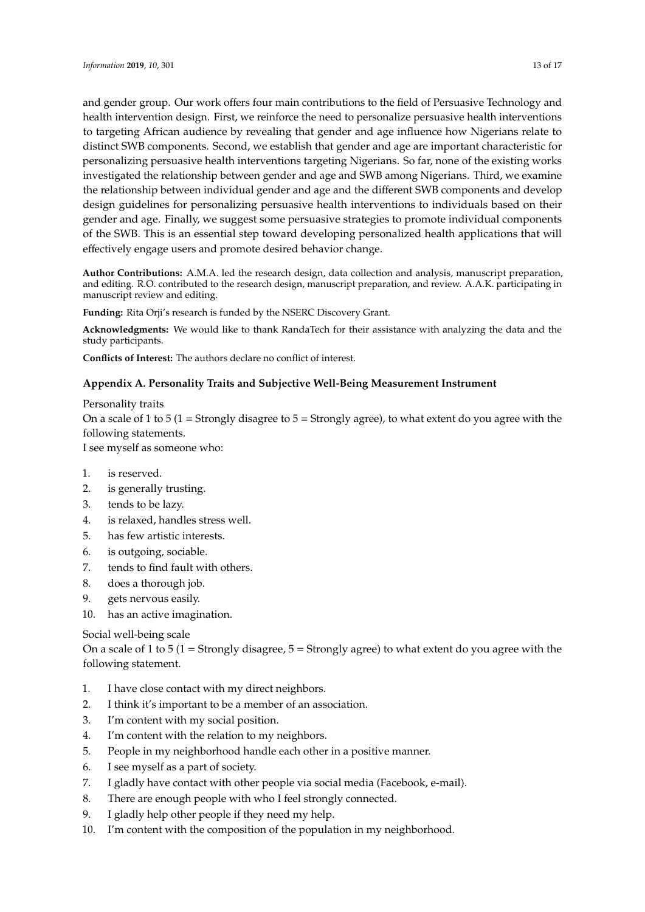and gender group. Our work offers four main contributions to the field of Persuasive Technology and health intervention design. First, we reinforce the need to personalize persuasive health interventions to targeting African audience by revealing that gender and age influence how Nigerians relate to distinct SWB components. Second, we establish that gender and age are important characteristic for personalizing persuasive health interventions targeting Nigerians. So far, none of the existing works investigated the relationship between gender and age and SWB among Nigerians. Third, we examine the relationship between individual gender and age and the different SWB components and develop design guidelines for personalizing persuasive health interventions to individuals based on their gender and age. Finally, we suggest some persuasive strategies to promote individual components of the SWB. This is an essential step toward developing personalized health applications that will effectively engage users and promote desired behavior change.

**Author Contributions:** A.M.A. led the research design, data collection and analysis, manuscript preparation, and editing. R.O. contributed to the research design, manuscript preparation, and review. A.A.K. participating in manuscript review and editing.

**Funding:** Rita Orji's research is funded by the NSERC Discovery Grant.

**Acknowledgments:** We would like to thank RandaTech for their assistance with analyzing the data and the study participants.

**Conflicts of Interest:** The authors declare no conflict of interest.

## Appendix A. Personality Traits and Subjective Well-Being Measurement Instrument

Personality traits

On a scale of 1 to 5 (1 = Strongly disagree to 5 = Strongly agree), to what extent do you agree with the following statements.

I see myself as someone who:

1. is reserved.
2. is generally trusting.
3. tends to be lazy.
4. is relaxed, handles stress well.
5. has few artistic interests.
6. is outgoing, sociable.
7. tends to find fault with others.
8. does a thorough job.
9. gets nervous easily.
10. has an active imagination.

Social well-being scale

On a scale of 1 to 5 (1 = Strongly disagree, 5 = Strongly agree) to what extent do you agree with the following statement.

1. I have close contact with my direct neighbors.
2. I think it's important to be a member of an association.
3. I'm content with my social position.
4. I'm content with the relation to my neighbors.
5. People in my neighborhood handle each other in a positive manner.
6. I see myself as a part of society.
7. I gladly have contact with other people via social media (Facebook, e-mail).
8. There are enough people with who I feel strongly connected.
9. I gladly help other people if they need my help.
10. I'm content with the composition of the population in my neighborhood.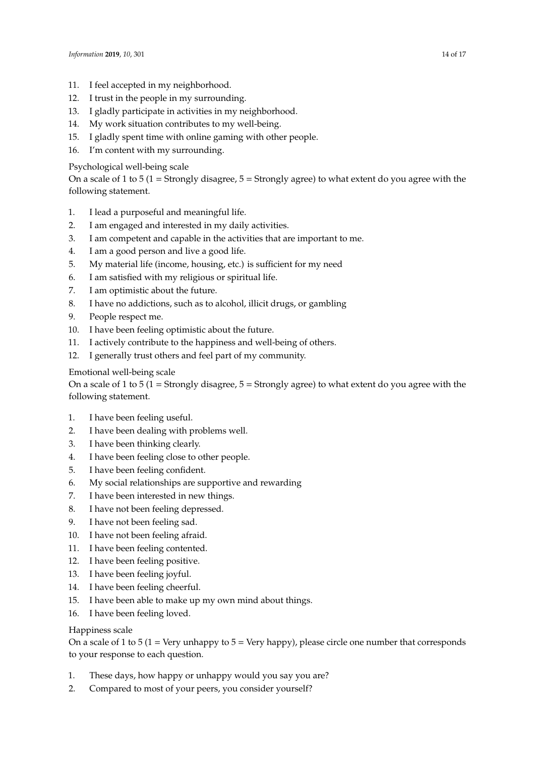11. I feel accepted in my neighborhood.
12. I trust in the people in my surrounding.
13. I gladly participate in activities in my neighborhood.
14. My work situation contributes to my well-being.
15. I gladly spent time with online gaming with other people.
16. I'm content with my surrounding.

Psychological well-being scale
On a scale of 1 to 5 (1 = Strongly disagree, 5 = Strongly agree) to what extent do you agree with the following statement.

1. I lead a purposeful and meaningful life.
2. I am engaged and interested in my daily activities.
3. I am competent and capable in the activities that are important to me.
4. I am a good person and live a good life.
5. My material life (income, housing, etc.) is sufficient for my need
6. I am satisfied with my religious or spiritual life.
7. I am optimistic about the future.
8. I have no addictions, such as to alcohol, illicit drugs, or gambling
9. People respect me.
10. I have been feeling optimistic about the future.
11. I actively contribute to the happiness and well-being of others.
12. I generally trust others and feel part of my community.

Emotional well-being scale
On a scale of 1 to 5 (1 = Strongly disagree, 5 = Strongly agree) to what extent do you agree with the following statement.

1. I have been feeling useful.
2. I have been dealing with problems well.
3. I have been thinking clearly.
4. I have been feeling close to other people.
5. I have been feeling confident.
6. My social relationships are supportive and rewarding
7. I have been interested in new things.
8. I have not been feeling depressed.
9. I have not been feeling sad.
10. I have not been feeling afraid.
11. I have been feeling contented.
12. I have been feeling positive.
13. I have been feeling joyful.
14. I have been feeling cheerful.
15. I have been able to make up my own mind about things.
16. I have been feeling loved.

Happiness scale
On a scale of 1 to 5 (1 = Very unhappy to 5 = Very happy), please circle one number that corresponds to your response to each question.

1. These days, how happy or unhappy would you say you are?
2. Compared to most of your peers, you consider yourself?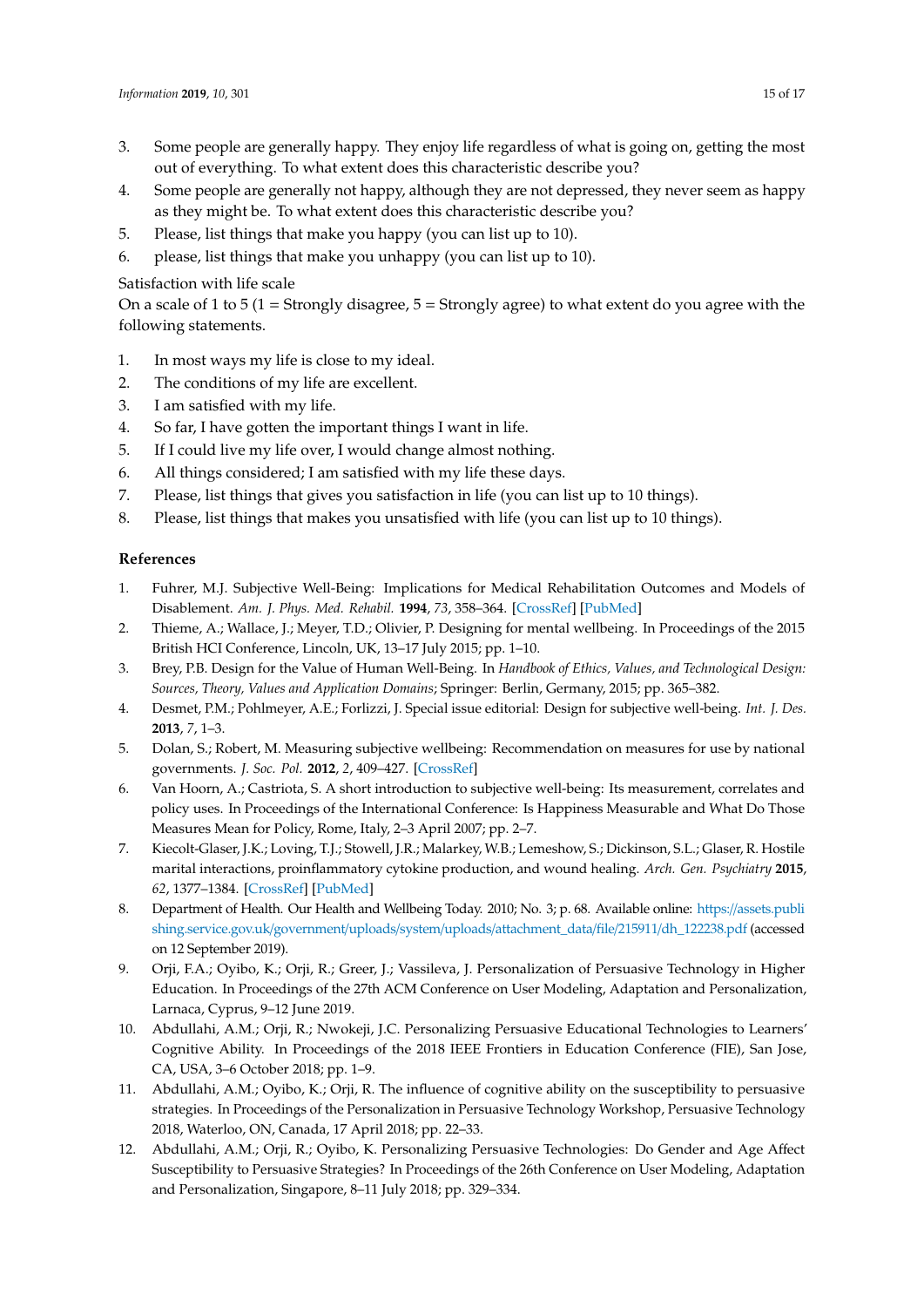3. Some people are generally happy. They enjoy life regardless of what is going on, getting the most out of everything. To what extent does this characteristic describe you?
4. Some people are generally not happy, although they are not depressed, they never seem as happy as they might be. To what extent does this characteristic describe you?
5. Please, list things that make you happy (you can list up to 10).
6. please, list things that make you unhappy (you can list up to 10).

Satisfaction with life scale

On a scale of 1 to 5 (1 = Strongly disagree, 5 = Strongly agree) to what extent do you agree with the following statements.

1. In most ways my life is close to my ideal.
2. The conditions of my life are excellent.
3. I am satisfied with my life.
4. So far, I have gotten the important things I want in life.
5. If I could live my life over, I would change almost nothing.
6. All things considered; I am satisfied with my life these days.
7. Please, list things that gives you satisfaction in life (you can list up to 10 things).
8. Please, list things that makes you unsatisfied with life (you can list up to 10 things).

## References

1. Fuhrer, M.J. Subjective Well-Being: Implications for Medical Rehabilitation Outcomes and Models of Disablement. *Am. J. Phys. Med. Rehabil.* **1994**, *73*, 358–364. [CrossRef] [PubMed]
2. Thieme, A.; Wallace, J.; Meyer, T.D.; Olivier, P. Designing for mental wellbeing. In Proceedings of the 2015 British HCI Conference, Lincoln, UK, 13–17 July 2015; pp. 1–10.
3. Brey, P.B. Design for the Value of Human Well-Being. In *Handbook of Ethics, Values, and Technological Design: Sources, Theory, Values and Application Domains*; Springer: Berlin, Germany, 2015; pp. 365–382.
4. Desmet, P.M.; Pohlmeyer, A.E.; Forlizzi, J. Special issue editorial: Design for subjective well-being. *Int. J. Des.* **2013**, *7*, 1–3.
5. Dolan, S.; Robert, M. Measuring subjective wellbeing: Recommendation on measures for use by national governments. *J. Soc. Pol.* **2012**, *2*, 409–427. [CrossRef]
6. Van Hoorn, A.; Castriota, S. A short introduction to subjective well-being: Its measurement, correlates and policy uses. In Proceedings of the International Conference: Is Happiness Measurable and What Do Those Measures Mean for Policy, Rome, Italy, 2–3 April 2007; pp. 2–7.
7. Kiecolt-Glaser, J.K.; Loving, T.J.; Stowell, J.R.; Malarkey, W.B.; Lemeshow, S.; Dickinson, S.L.; Glaser, R. Hostile marital interactions, proinflammatory cytokine production, and wound healing. *Arch. Gen. Psychiatry* **2015**, *62*, 1377–1384. [CrossRef] [PubMed]
8. Department of Health. Our Health and Wellbeing Today. 2010; No. 3; p. 68. Available online: https://assets.publishing.service.gov.uk/government/uploads/system/uploads/attachment_data/file/215911/dh_122238.pdf (accessed on 12 September 2019).
9. Orji, F.A.; Oyibo, K.; Orji, R.; Greer, J.; Vassileva, J. Personalization of Persuasive Technology in Higher Education. In Proceedings of the 27th ACM Conference on User Modeling, Adaptation and Personalization, Larnaca, Cyprus, 9–12 June 2019.
10. Abdullahi, A.M.; Orji, R.; Nwokeji, J.C. Personalizing Persuasive Educational Technologies to Learners' Cognitive Ability. In Proceedings of the 2018 IEEE Frontiers in Education Conference (FIE), San Jose, CA, USA, 3–6 October 2018; pp. 1–9.
11. Abdullahi, A.M.; Oyibo, K.; Orji, R. The influence of cognitive ability on the susceptibility to persuasive strategies. In Proceedings of the Personalization in Persuasive Technology Workshop, Persuasive Technology 2018, Waterloo, ON, Canada, 17 April 2018; pp. 22–33.
12. Abdullahi, A.M.; Orji, R.; Oyibo, K. Personalizing Persuasive Technologies: Do Gender and Age Affect Susceptibility to Persuasive Strategies? In Proceedings of the 26th Conference on User Modeling, Adaptation and Personalization, Singapore, 8–11 July 2018; pp. 329–334.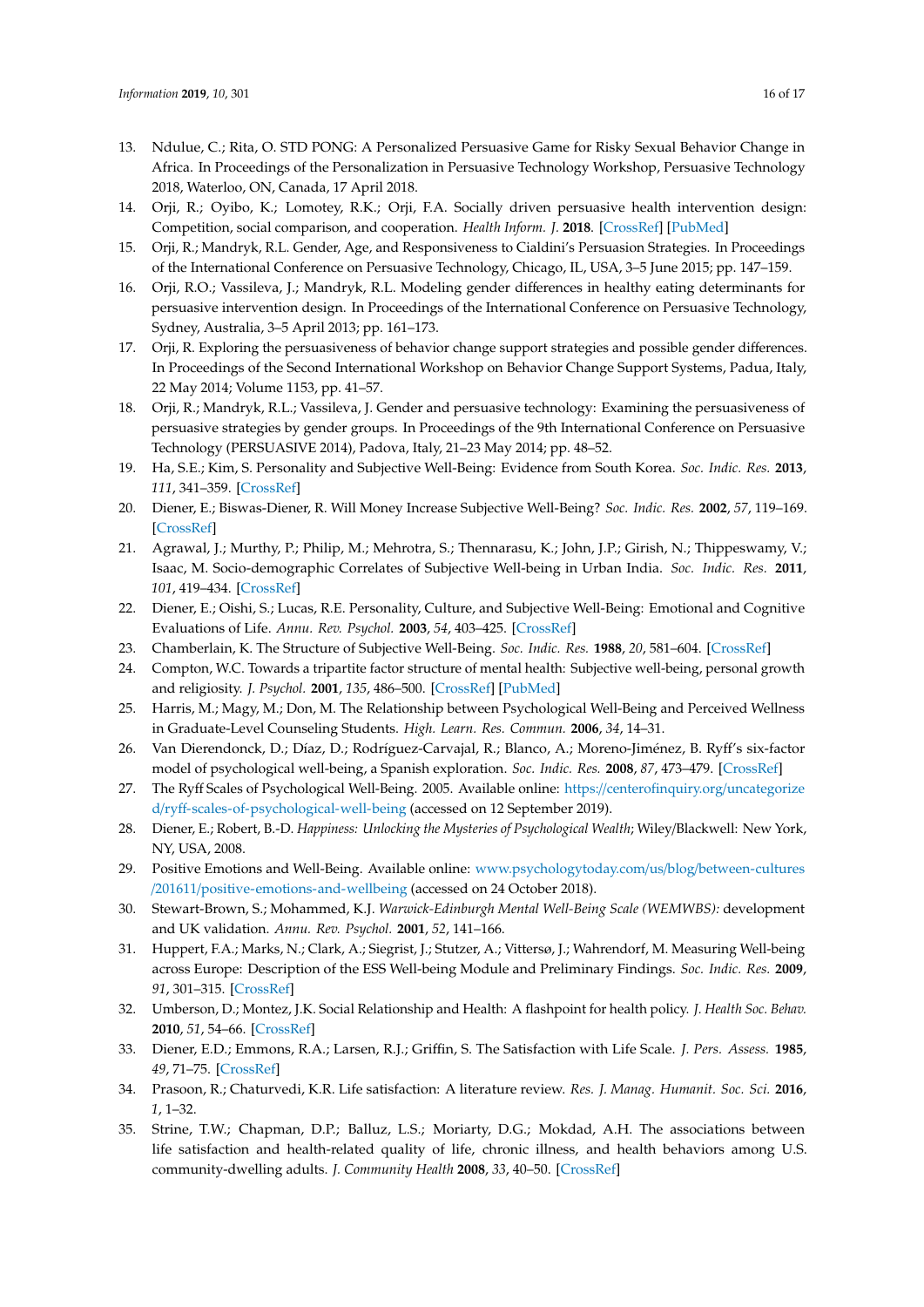13. Ndulue, C.; Rita, O. STD PONG: A Personalized Persuasive Game for Risky Sexual Behavior Change in Africa. In Proceedings of the Personalization in Persuasive Technology Workshop, Persuasive Technology 2018, Waterloo, ON, Canada, 17 April 2018.
14. Orji, R.; Oyibo, K.; Lomotey, R.K.; Orji, F.A. Socially driven persuasive health intervention design: Competition, social comparison, and cooperation. *Health Inform. J.* **2018**. [CrossRef] [PubMed]
15. Orji, R.; Mandryk, R.L. Gender, Age, and Responsiveness to Cialdini's Persuasion Strategies. In Proceedings of the International Conference on Persuasive Technology, Chicago, IL, USA, 3–5 June 2015; pp. 147–159.
16. Orji, R.O.; Vassileva, J.; Mandryk, R.L. Modeling gender differences in healthy eating determinants for persuasive intervention design. In Proceedings of the International Conference on Persuasive Technology, Sydney, Australia, 3–5 April 2013; pp. 161–173.
17. Orji, R. Exploring the persuasiveness of behavior change support strategies and possible gender differences. In Proceedings of the Second International Workshop on Behavior Change Support Systems, Padua, Italy, 22 May 2014; Volume 1153, pp. 41–57.
18. Orji, R.; Mandryk, R.L.; Vassileva, J. Gender and persuasive technology: Examining the persuasiveness of persuasive strategies by gender groups. In Proceedings of the 9th International Conference on Persuasive Technology (PERSUASIVE 2014), Padova, Italy, 21–23 May 2014; pp. 48–52.
19. Ha, S.E.; Kim, S. Personality and Subjective Well-Being: Evidence from South Korea. *Soc. Indic. Res.* **2013**, *111*, 341–359. [CrossRef]
20. Diener, E.; Biswas-Diener, R. Will Money Increase Subjective Well-Being? *Soc. Indic. Res.* **2002**, *57*, 119–169. [CrossRef]
21. Agrawal, J.; Murthy, P.; Philip, M.; Mehrotra, S.; Thennarasu, K.; John, J.P.; Girish, N.; Thippeswamy, V.; Isaac, M. Socio-demographic Correlates of Subjective Well-being in Urban India. *Soc. Indic. Res.* **2011**, *101*, 419–434. [CrossRef]
22. Diener, E.; Oishi, S.; Lucas, R.E. Personality, Culture, and Subjective Well-Being: Emotional and Cognitive Evaluations of Life. *Annu. Rev. Psychol.* **2003**, *54*, 403–425. [CrossRef]
23. Chamberlain, K. The Structure of Subjective Well-Being. *Soc. Indic. Res.* **1988**, *20*, 581–604. [CrossRef]
24. Compton, W.C. Towards a tripartite factor structure of mental health: Subjective well-being, personal growth and religiosity. *J. Psychol.* **2001**, *135*, 486–500. [CrossRef] [PubMed]
25. Harris, M.; Magy, M.; Don, M. The Relationship between Psychological Well-Being and Perceived Wellness in Graduate-Level Counseling Students. *High. Learn. Res. Commun.* **2006**, *34*, 14–31.
26. Van Dierendonck, D.; Díaz, D.; Rodríguez-Carvajal, R.; Blanco, A.; Moreno-Jiménez, B. Ryff's six-factor model of psychological well-being, a Spanish exploration. *Soc. Indic. Res.* **2008**, *87*, 473–479. [CrossRef]
27. The Ryff Scales of Psychological Well-Being. 2005. Available online: https://centerofinquiry.org/uncategorized/ryff-scales-of-psychological-well-being (accessed on 12 September 2019).
28. Diener, E.; Robert, B.-D. *Happiness: Unlocking the Mysteries of Psychological Wealth*; Wiley/Blackwell: New York, NY, USA, 2008.
29. Positive Emotions and Well-Being. Available online: www.psychologytoday.com/us/blog/between-cultures/201611/positive-emotions-and-wellbeing (accessed on 24 October 2018).
30. Stewart-Brown, S.; Mohammed, K.J. *Warwick-Edinburgh Mental Well-Being Scale (WEMWBS):* development and UK validation. *Annu. Rev. Psychol.* **2001**, *52*, 141–166.
31. Huppert, F.A.; Marks, N.; Clark, A.; Siegrist, J.; Stutzer, A.; Vittersø, J.; Wahrendorf, M. Measuring Well-being across Europe: Description of the ESS Well-being Module and Preliminary Findings. *Soc. Indic. Res.* **2009**, *91*, 301–315. [CrossRef]
32. Umberson, D.; Montez, J.K. Social Relationship and Health: A flashpoint for health policy. *J. Health Soc. Behav.* **2010**, *51*, 54–66. [CrossRef]
33. Diener, E.D.; Emmons, R.A.; Larsen, R.J.; Griffin, S. The Satisfaction with Life Scale. *J. Pers. Assess.* **1985**, *49*, 71–75. [CrossRef]
34. Prasoon, R.; Chaturvedi, K.R. Life satisfaction: A literature review. *Res. J. Manag. Humanit. Soc. Sci.* **2016**, *1*, 1–32.
35. Strine, T.W.; Chapman, D.P.; Balluz, L.S.; Moriarty, D.G.; Mokdad, A.H. The associations between life satisfaction and health-related quality of life, chronic illness, and health behaviors among U.S. community-dwelling adults. *J. Community Health* **2008**, *33*, 40–50. [CrossRef]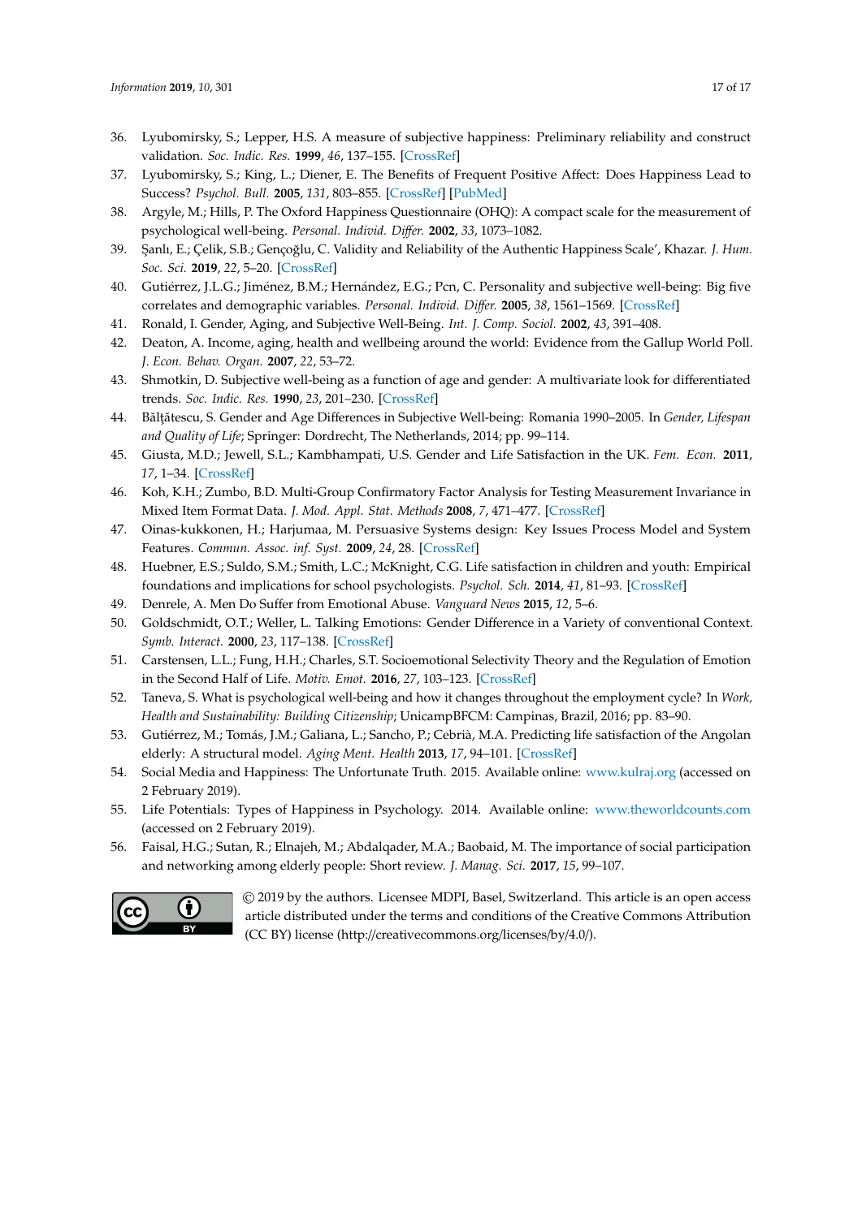36. Lyubomirsky, S.; Lepper, H.S. A measure of subjective happiness: Preliminary reliability and construct validation. *Soc. Indic. Res.* **1999**, *46*, 137–155. [CrossRef]
37. Lyubomirsky, S.; King, L.; Diener, E. The Benefits of Frequent Positive Affect: Does Happiness Lead to Success? *Psychol. Bull.* **2005**, *131*, 803–855. [CrossRef] [PubMed]
38. Argyle, M.; Hills, P. The Oxford Happiness Questionnaire (OHQ): A compact scale for the measurement of psychological well-being. *Personal. Individ. Differ.* **2002**, *33*, 1073–1082.
39. Şanlı, E.; Çelik, S.B.; Gençoğlu, C. Validity and Reliability of the Authentic Happiness Scale', Khazar. *J. Hum. Soc. Sci.* **2019**, *22*, 5–20. [CrossRef]
40. Gutiérrez, J.L.G.; Jiménez, B.M.; Hernández, E.G.; Pcn, C. Personality and subjective well-being: Big five correlates and demographic variables. *Personal. Individ. Differ.* **2005**, *38*, 1561–1569. [CrossRef]
41. Ronald, I. Gender, Aging, and Subjective Well-Being. *Int. J. Comp. Sociol.* **2002**, *43*, 391–408.
42. Deaton, A. Income, aging, health and wellbeing around the world: Evidence from the Gallup World Poll. *J. Econ. Behav. Organ.* **2007**, *22*, 53–72.
43. Shmotkin, D. Subjective well-being as a function of age and gender: A multivariate look for differentiated trends. *Soc. Indic. Res.* **1990**, *23*, 201–230. [CrossRef]
44. Bălţătescu, S. Gender and Age Differences in Subjective Well-being: Romania 1990–2005. In *Gender, Lifespan and Quality of Life*; Springer: Dordrecht, The Netherlands, 2014; pp. 99–114.
45. Giusta, M.D.; Jewell, S.L.; Kambhampati, U.S. Gender and Life Satisfaction in the UK. *Fem. Econ.* **2011**, *17*, 1–34. [CrossRef]
46. Koh, K.H.; Zumbo, B.D. Multi-Group Confirmatory Factor Analysis for Testing Measurement Invariance in Mixed Item Format Data. *J. Mod. Appl. Stat. Methods* **2008**, *7*, 471–477. [CrossRef]
47. Oinas-kukkonen, H.; Harjumaa, M. Persuasive Systems design: Key Issues Process Model and System Features. *Commun. Assoc. inf. Syst.* **2009**, *24*, 28. [CrossRef]
48. Huebner, E.S.; Suldo, S.M.; Smith, L.C.; McKnight, C.G. Life satisfaction in children and youth: Empirical foundations and implications for school psychologists. *Psychol. Sch.* **2014**, *41*, 81–93. [CrossRef]
49. Denrele, A. Men Do Suffer from Emotional Abuse. *Vanguard News* **2015**, *12*, 5–6.
50. Goldschmidt, O.T.; Weller, L. Talking Emotions: Gender Difference in a Variety of conventional Context. *Symb. Interact.* **2000**, *23*, 117–138. [CrossRef]
51. Carstensen, L.L.; Fung, H.H.; Charles, S.T. Socioemotional Selectivity Theory and the Regulation of Emotion in the Second Half of Life. *Motiv. Emot.* **2016**, *27*, 103–123. [CrossRef]
52. Taneva, S. What is psychological well-being and how it changes throughout the employment cycle? In *Work, Health and Sustainability: Building Citizenship*; UnicampBFCM: Campinas, Brazil, 2016; pp. 83–90.
53. Gutiérrez, M.; Tomás, J.M.; Galiana, L.; Sancho, P.; Cebrià, M.A. Predicting life satisfaction of the Angolan elderly: A structural model. *Aging Ment. Health* **2013**, *17*, 94–101. [CrossRef]
54. Social Media and Happiness: The Unfortunate Truth. 2015. Available online: www.kulraj.org (accessed on 2 February 2019).
55. Life Potentials: Types of Happiness in Psychology. 2014. Available online: www.theworldcounts.com (accessed on 2 February 2019).
56. Faisal, H.G.; Sutan, R.; Elnajeh, M.; Abdalqader, M.A.; Baobaid, M. The importance of social participation and networking among elderly people: Short review. *J. Manag. Sci.* **2017**, *15*, 99–107.

© 2019 by the authors. Licensee MDPI, Basel, Switzerland. This article is an open access article distributed under the terms and conditions of the Creative Commons Attribution (CC BY) license (http://creativecommons.org/licenses/by/4.0/).